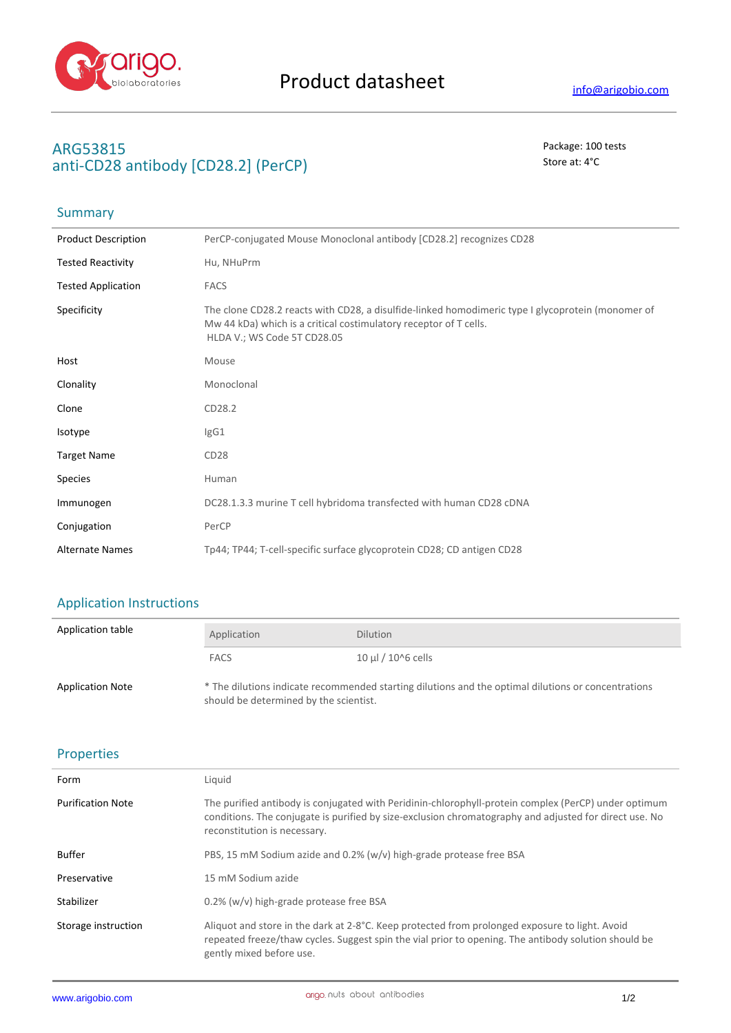# Product datasheet

info@arigobio.com

## ARG53815
## anti-CD28 antibody [CD28.2] (PerCP)

Package: 100 tests
Store at: 4°C

## Summary

| | |
|---|---|
| Product Description | PerCP-conjugated Mouse Monoclonal antibody [CD28.2] recognizes CD28 |
| Tested Reactivity | Hu, NHuPrm |
| Tested Application | FACS |
| Specificity | The clone CD28.2 reacts with CD28, a disulfide-linked homodimeric type I glycoprotein (monomer of Mw 44 kDa) which is a critical costimulatory receptor of T cells. HLDA V.; WS Code 5T CD28.05 |
| Host | Mouse |
| Clonality | Monoclonal |
| Clone | CD28.2 |
| Isotype | IgG1 |
| Target Name | CD28 |
| Species | Human |
| Immunogen | DC28.1.3.3 murine T cell hybridoma transfected with human CD28 cDNA |
| Conjugation | PerCP |
| Alternate Names | Tp44; TP44; T-cell-specific surface glycoprotein CD28; CD antigen CD28 |

## Application Instructions

Application table

| Application | Dilution |
|---|---|
| FACS | 10 µl / 10^6 cells |

Application Note: * The dilutions indicate recommended starting dilutions and the optimal dilutions or concentrations should be determined by the scientist.

## Properties

| | |
|---|---|
| Form | Liquid |
| Purification Note | The purified antibody is conjugated with Peridinin-chlorophyll-protein complex (PerCP) under optimum conditions. The conjugate is purified by size-exclusion chromatography and adjusted for direct use. No reconstitution is necessary. |
| Buffer | PBS, 15 mM Sodium azide and 0.2% (w/v) high-grade protease free BSA |
| Preservative | 15 mM Sodium azide |
| Stabilizer | 0.2% (w/v) high-grade protease free BSA |
| Storage instruction | Aliquot and store in the dark at 2-8°C. Keep protected from prolonged exposure to light. Avoid repeated freeze/thaw cycles. Suggest spin the vial prior to opening. The antibody solution should be gently mixed before use. |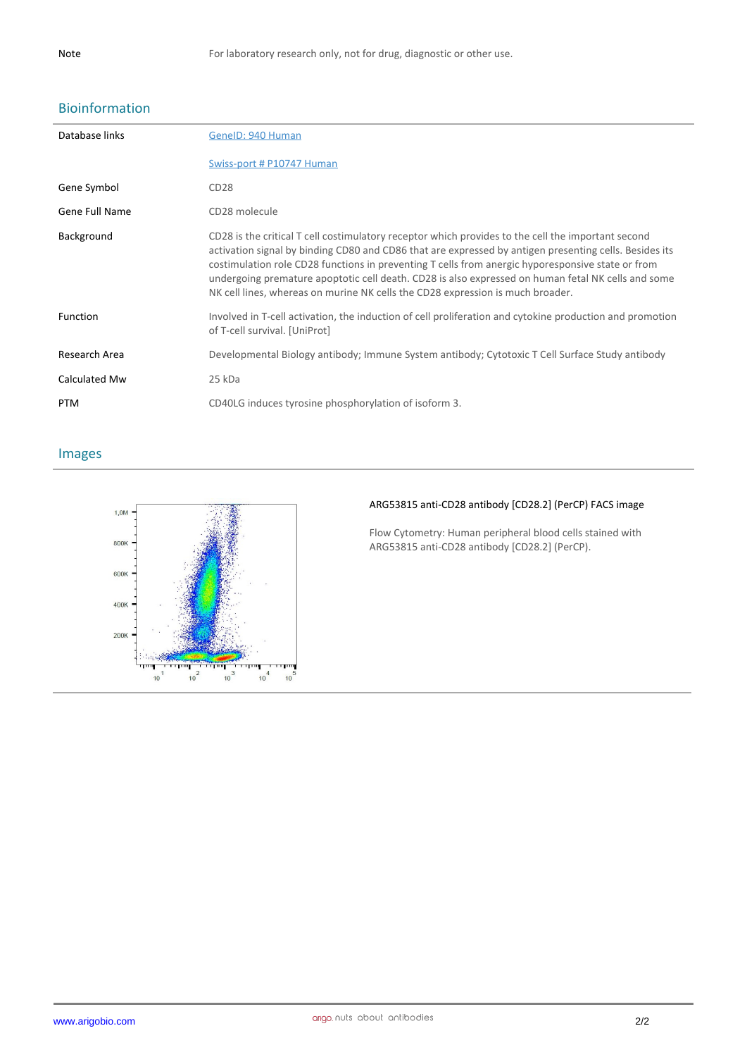| | |
|---|---|
| Note | For laboratory research only, not for drug, diagnostic or other use. |

## Bioinformation

| | |
|---|---|
| Database links | GeneID: 940 Human<br><br>Swiss-port # P10747 Human |
| Gene Symbol | CD28 |
| Gene Full Name | CD28 molecule |
| Background | CD28 is the critical T cell costimulatory receptor which provides to the cell the important second activation signal by binding CD80 and CD86 that are expressed by antigen presenting cells. Besides its costimulation role CD28 functions in preventing T cells from anergic hyporesponsive state or from undergoing premature apoptotic cell death. CD28 is also expressed on human fetal NK cells and some NK cell lines, whereas on murine NK cells the CD28 expression is much broader. |
| Function | Involved in T-cell activation, the induction of cell proliferation and cytokine production and promotion of T-cell survival. [UniProt] |
| Research Area | Developmental Biology antibody; Immune System antibody; Cytotoxic T Cell Surface Study antibody |
| Calculated Mw | 25 kDa |
| PTM | CD40LG induces tyrosine phosphorylation of isoform 3. |

## Images

1,0M
800K
600K
400K
200K
$10^1$ $10^2$ $10^3$ $10^4$ $10^5$

**ARG53815 anti-CD28 antibody [CD28.2] (PerCP) FACS image**

Flow Cytometry: Human peripheral blood cells stained with ARG53815 anti-CD28 antibody [CD28.2] (PerCP).